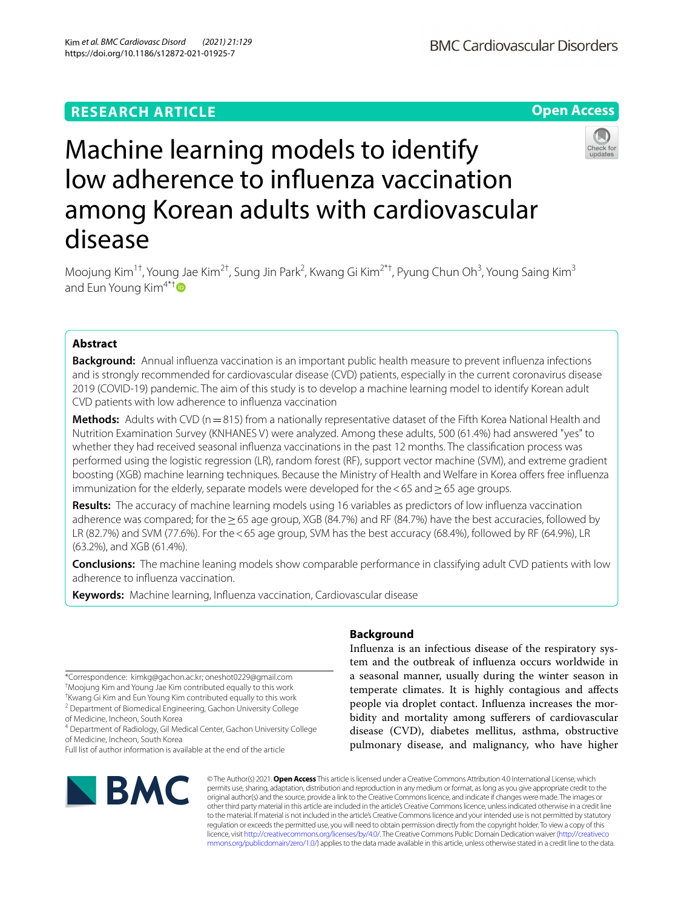RESEARCH ARTICLE

Open Access

# Machine learning models to identify low adherence to influenza vaccination among Korean adults with cardiovascular disease

Moojung Kim[1†], Young Jae Kim[2†], Sung Jin Park[2], Kwang Gi Kim[2*‡], Pyung Chun Oh[3], Young Saing Kim[3] and Eun Young Kim[4*‡]

## Abstract

**Background:** Annual influenza vaccination is an important public health measure to prevent influenza infections and is strongly recommended for cardiovascular disease (CVD) patients, especially in the current coronavirus disease 2019 (COVID-19) pandemic. The aim of this study is to develop a machine learning model to identify Korean adult CVD patients with low adherence to influenza vaccination

**Methods:** Adults with CVD (n = 815) from a nationally representative dataset of the Fifth Korea National Health and Nutrition Examination Survey (KNHANES V) were analyzed. Among these adults, 500 (61.4%) had answered "yes" to whether they had received seasonal influenza vaccinations in the past 12 months. The classification process was performed using the logistic regression (LR), random forest (RF), support vector machine (SVM), and extreme gradient boosting (XGB) machine learning techniques. Because the Ministry of Health and Welfare in Korea offers free influenza immunization for the elderly, separate models were developed for the < 65 and ≥ 65 age groups.

**Results:** The accuracy of machine learning models using 16 variables as predictors of low influenza vaccination adherence was compared; for the ≥ 65 age group, XGB (84.7%) and RF (84.7%) have the best accuracies, followed by LR (82.7%) and SVM (77.6%). For the < 65 age group, SVM has the best accuracy (68.4%), followed by RF (64.9%), LR (63.2%), and XGB (61.4%).

**Conclusions:** The machine leaning models show comparable performance in classifying adult CVD patients with low adherence to influenza vaccination.

**Keywords:** Machine learning, Influenza vaccination, Cardiovascular disease

*Correspondence: kimkg@gachon.ac.kr; oneshot0229@gmail.com
†Moojung Kim and Young Jae Kim contributed equally to this work
‡Kwang Gi Kim and Eun Young Kim contributed equally to this work
[2] Department of Biomedical Engineering, Gachon University College of Medicine, Incheon, South Korea
[4] Department of Radiology, Gil Medical Center, Gachon University College of Medicine, Incheon, South Korea
Full list of author information is available at the end of the article

## Background

Influenza is an infectious disease of the respiratory system and the outbreak of influenza occurs worldwide in a seasonal manner, usually during the winter season in temperate climates. It is highly contagious and affects people via droplet contact. Influenza increases the morbidity and mortality among sufferers of cardiovascular disease (CVD), diabetes mellitus, asthma, obstructive pulmonary disease, and malignancy, who have higher

© The Author(s) 2021. **Open Access** This article is licensed under a Creative Commons Attribution 4.0 International License, which permits use, sharing, adaptation, distribution and reproduction in any medium or format, as long as you give appropriate credit to the original author(s) and the source, provide a link to the Creative Commons licence, and indicate if changes were made. The images or other third party material in this article are included in the article's Creative Commons licence, unless indicated otherwise in a credit line to the material. If material is not included in the article's Creative Commons licence and your intended use is not permitted by statutory regulation or exceeds the permitted use, you will need to obtain permission directly from the copyright holder. To view a copy of this licence, visit http://creativecommons.org/licenses/by/4.0/. The Creative Commons Public Domain Dedication waiver (http://creativecommons.org/publicdomain/zero/1.0/) applies to the data made available in this article, unless otherwise stated in a credit line to the data.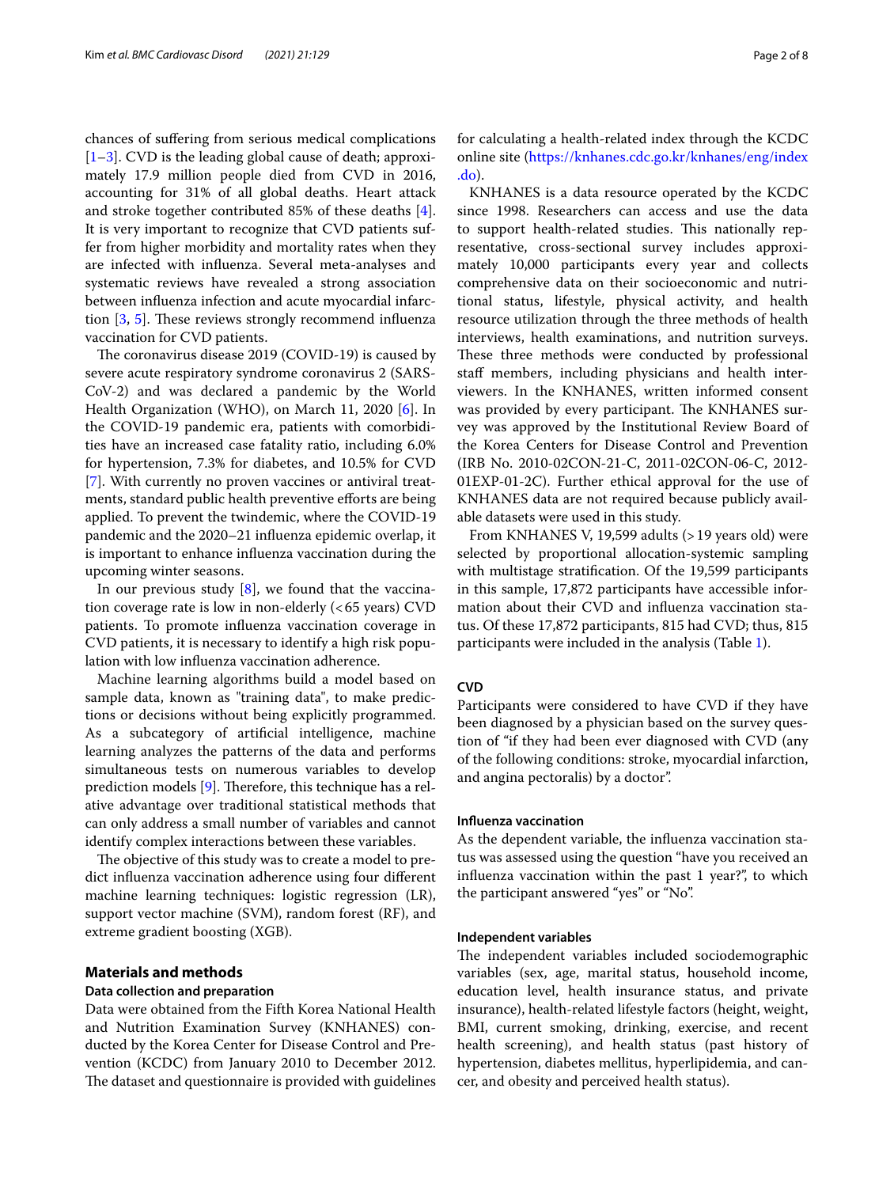chances of suffering from serious medical complications [1–3]. CVD is the leading global cause of death; approximately 17.9 million people died from CVD in 2016, accounting for 31% of all global deaths. Heart attack and stroke together contributed 85% of these deaths [4]. It is very important to recognize that CVD patients suffer from higher morbidity and mortality rates when they are infected with influenza. Several meta-analyses and systematic reviews have revealed a strong association between influenza infection and acute myocardial infarction [3, 5]. These reviews strongly recommend influenza vaccination for CVD patients.

The coronavirus disease 2019 (COVID-19) is caused by severe acute respiratory syndrome coronavirus 2 (SARS-CoV-2) and was declared a pandemic by the World Health Organization (WHO), on March 11, 2020 [6]. In the COVID-19 pandemic era, patients with comorbidities have an increased case fatality ratio, including 6.0% for hypertension, 7.3% for diabetes, and 10.5% for CVD [7]. With currently no proven vaccines or antiviral treatments, standard public health preventive efforts are being applied. To prevent the twindemic, where the COVID-19 pandemic and the 2020–21 influenza epidemic overlap, it is important to enhance influenza vaccination during the upcoming winter seasons.

In our previous study [8], we found that the vaccination coverage rate is low in non-elderly (<65 years) CVD patients. To promote influenza vaccination coverage in CVD patients, it is necessary to identify a high risk population with low influenza vaccination adherence.

Machine learning algorithms build a model based on sample data, known as "training data", to make predictions or decisions without being explicitly programmed. As a subcategory of artificial intelligence, machine learning analyzes the patterns of the data and performs simultaneous tests on numerous variables to develop prediction models [9]. Therefore, this technique has a relative advantage over traditional statistical methods that can only address a small number of variables and cannot identify complex interactions between these variables.

The objective of this study was to create a model to predict influenza vaccination adherence using four different machine learning techniques: logistic regression (LR), support vector machine (SVM), random forest (RF), and extreme gradient boosting (XGB).

## Materials and methods

### Data collection and preparation

Data were obtained from the Fifth Korea National Health and Nutrition Examination Survey (KNHANES) conducted by the Korea Center for Disease Control and Prevention (KCDC) from January 2010 to December 2012. The dataset and questionnaire is provided with guidelines for calculating a health-related index through the KCDC online site (https://knhanes.cdc.go.kr/knhanes/eng/index.do).

KNHANES is a data resource operated by the KCDC since 1998. Researchers can access and use the data to support health-related studies. This nationally representative, cross-sectional survey includes approximately 10,000 participants every year and collects comprehensive data on their socioeconomic and nutritional status, lifestyle, physical activity, and health resource utilization through the three methods of health interviews, health examinations, and nutrition surveys. These three methods were conducted by professional staff members, including physicians and health interviewers. In the KNHANES, written informed consent was provided by every participant. The KNHANES survey was approved by the Institutional Review Board of the Korea Centers for Disease Control and Prevention (IRB No. 2010-02CON-21-C, 2011-02CON-06-C, 2012-01EXP-01-2C). Further ethical approval for the use of KNHANES data are not required because publicly available datasets were used in this study.

From KNHANES V, 19,599 adults (>19 years old) were selected by proportional allocation-systemic sampling with multistage stratification. Of the 19,599 participants in this sample, 17,872 participants have accessible information about their CVD and influenza vaccination status. Of these 17,872 participants, 815 had CVD; thus, 815 participants were included in the analysis (Table 1).

### CVD

Participants were considered to have CVD if they have been diagnosed by a physician based on the survey question of "if they had been ever diagnosed with CVD (any of the following conditions: stroke, myocardial infarction, and angina pectoralis) by a doctor".

### Influenza vaccination

As the dependent variable, the influenza vaccination status was assessed using the question "have you received an influenza vaccination within the past 1 year?", to which the participant answered "yes" or "No".

### Independent variables

The independent variables included sociodemographic variables (sex, age, marital status, household income, education level, health insurance status, and private insurance), health-related lifestyle factors (height, weight, BMI, current smoking, drinking, exercise, and recent health screening), and health status (past history of hypertension, diabetes mellitus, hyperlipidemia, and cancer, and obesity and perceived health status).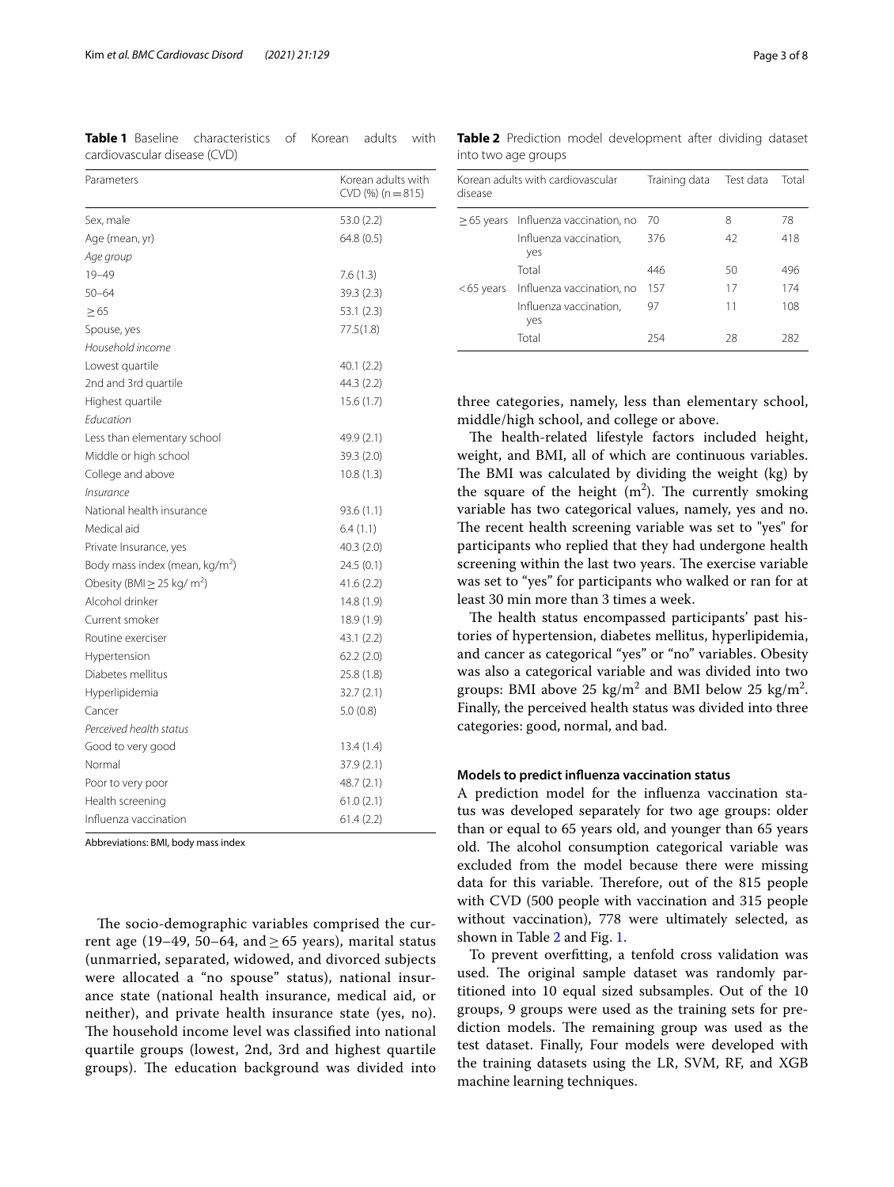**Table 1** Baseline characteristics of Korean adults with cardiovascular disease (CVD)

| Parameters | Korean adults with CVD (%) (n = 815) |
|---|---|
| Sex, male | 53.0 (2.2) |
| Age (mean, yr) | 64.8 (0.5) |
| *Age group* | |
| 19–49 | 7.6 (1.3) |
| 50–64 | 39.3 (2.3) |
| ≥ 65 | 53.1 (2.3) |
| Spouse, yes | 77.5(1.8) |
| *Household income* | |
| Lowest quartile | 40.1 (2.2) |
| 2nd and 3rd quartile | 44.3 (2.2) |
| Highest quartile | 15.6 (1.7) |
| *Education* | |
| Less than elementary school | 49.9 (2.1) |
| Middle or high school | 39.3 (2.0) |
| College and above | 10.8 (1.3) |
| *Insurance* | |
| National health insurance | 93.6 (1.1) |
| Medical aid | 6.4 (1.1) |
| Private Insurance, yes | 40.3 (2.0) |
| Body mass index (mean, kg/m$^2$) | 24.5 (0.1) |
| Obesity (BMI ≥ 25 kg/ m$^2$) | 41.6 (2.2) |
| Alcohol drinker | 14.8 (1.9) |
| Current smoker | 18.9 (1.9) |
| Routine exerciser | 43.1 (2.2) |
| Hypertension | 62.2 (2.0) |
| Diabetes mellitus | 25.8 (1.8) |
| Hyperlipidemia | 32.7 (2.1) |
| Cancer | 5.0 (0.8) |
| *Perceived health status* | |
| Good to very good | 13.4 (1.4) |
| Normal | 37.9 (2.1) |
| Poor to very poor | 48.7 (2.1) |
| Health screening | 61.0 (2.1) |
| Influenza vaccination | 61.4 (2.2) |

Abbreviations: BMI, body mass index

The socio-demographic variables comprised the current age (19–49, 50–64, and ≥ 65 years), marital status (unmarried, separated, widowed, and divorced subjects were allocated a "no spouse" status), national insurance state (national health insurance, medical aid, or neither), and private health insurance state (yes, no). The household income level was classified into national quartile groups (lowest, 2nd, 3rd and highest quartile groups). The education background was divided into three categories, namely, less than elementary school, middle/high school, and college or above.

**Table 2** Prediction model development after dividing dataset into two age groups

| Korean adults with cardiovascular disease | | Training data | Test data | Total |
|---|---|---|---|---|
| ≥ 65 years | Influenza vaccination, no | 70 | 8 | 78 |
| | Influenza vaccination, yes | 376 | 42 | 418 |
| | Total | 446 | 50 | 496 |
| < 65 years | Influenza vaccination, no | 157 | 17 | 174 |
| | Influenza vaccination, yes | 97 | 11 | 108 |
| | Total | 254 | 28 | 282 |

The health-related lifestyle factors included height, weight, and BMI, all of which are continuous variables. The BMI was calculated by dividing the weight (kg) by the square of the height (m$^2$). The currently smoking variable has two categorical values, namely, yes and no. The recent health screening variable was set to "yes" for participants who replied that they had undergone health screening within the last two years. The exercise variable was set to "yes" for participants who walked or ran for at least 30 min more than 3 times a week.

The health status encompassed participants' past histories of hypertension, diabetes mellitus, hyperlipidemia, and cancer as categorical "yes" or "no" variables. Obesity was also a categorical variable and was divided into two groups: BMI above 25 kg/m$^2$ and BMI below 25 kg/m$^2$. Finally, the perceived health status was divided into three categories: good, normal, and bad.

#### Models to predict influenza vaccination status

A prediction model for the influenza vaccination status was developed separately for two age groups: older than or equal to 65 years old, and younger than 65 years old. The alcohol consumption categorical variable was excluded from the model because there were missing data for this variable. Therefore, out of the 815 people with CVD (500 people with vaccination and 315 people without vaccination), 778 were ultimately selected, as shown in Table 2 and Fig. 1.

To prevent overfitting, a tenfold cross validation was used. The original sample dataset was randomly partitioned into 10 equal sized subsamples. Out of the 10 groups, 9 groups were used as the training sets for prediction models. The remaining group was used as the test dataset. Finally, Four models were developed with the training datasets using the LR, SVM, RF, and XGB machine learning techniques.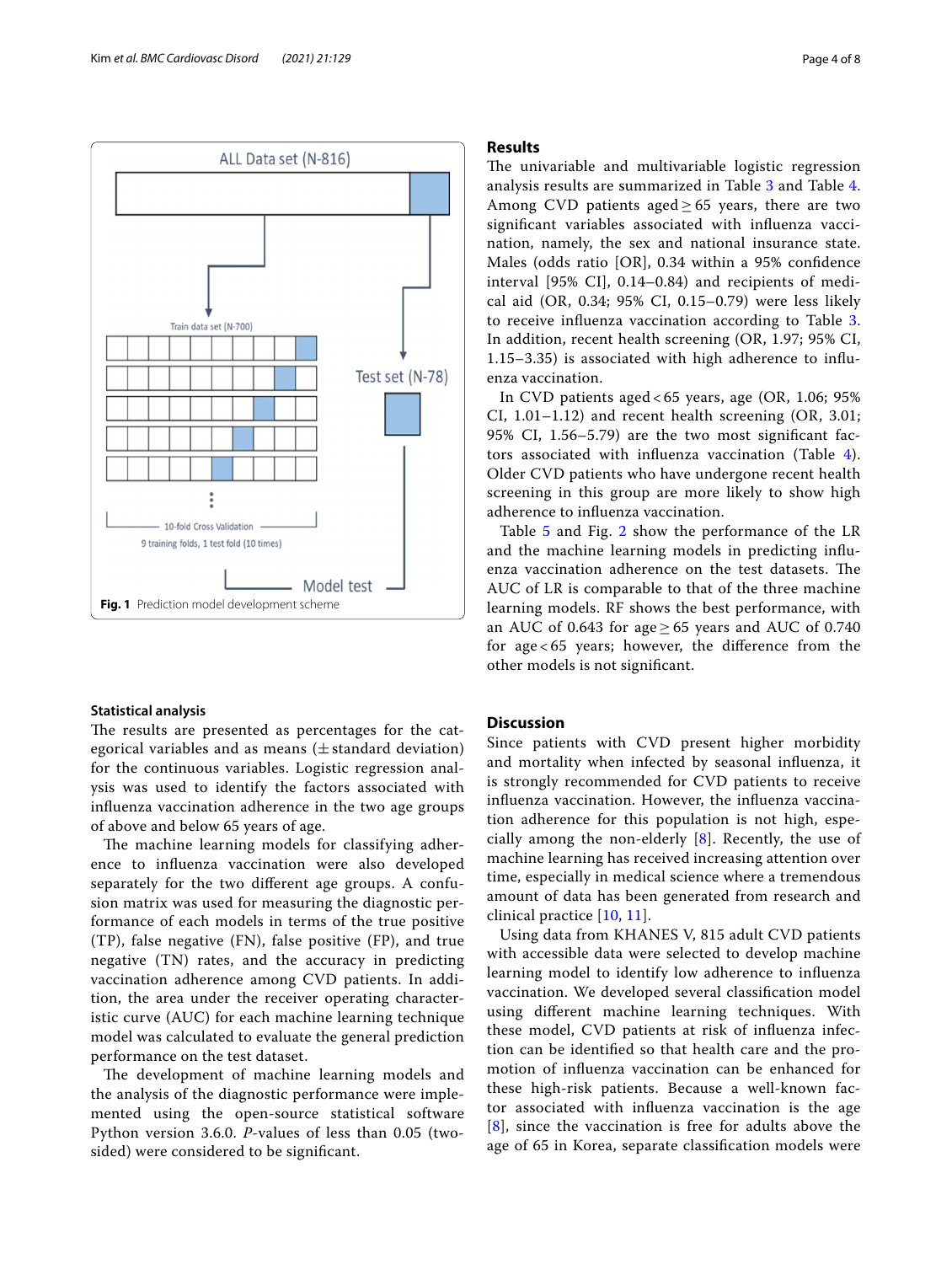ALL Data set (N-816)

Train data set (N-700)

Test set (N-78)

10-fold Cross Validation

9 training folds, 1 test fold (10 times)

Model test

**Fig. 1** Prediction model development scheme

### Statistical analysis

The results are presented as percentages for the categorical variables and as means (± standard deviation) for the continuous variables. Logistic regression analysis was used to identify the factors associated with influenza vaccination adherence in the two age groups of above and below 65 years of age.

The machine learning models for classifying adherence to influenza vaccination were also developed separately for the two different age groups. A confusion matrix was used for measuring the diagnostic performance of each models in terms of the true positive (TP), false negative (FN), false positive (FP), and true negative (TN) rates, and the accuracy in predicting vaccination adherence among CVD patients. In addition, the area under the receiver operating characteristic curve (AUC) for each machine learning technique model was calculated to evaluate the general prediction performance on the test dataset.

The development of machine learning models and the analysis of the diagnostic performance were implemented using the open-source statistical software Python version 3.6.0. *P*-values of less than 0.05 (two-sided) were considered to be significant.

## Results

The univariable and multivariable logistic regression analysis results are summarized in Table 3 and Table 4. Among CVD patients aged ≥ 65 years, there are two significant variables associated with influenza vaccination, namely, the sex and national insurance state. Males (odds ratio [OR], 0.34 within a 95% confidence interval [95% CI], 0.14–0.84) and recipients of medical aid (OR, 0.34; 95% CI, 0.15–0.79) were less likely to receive influenza vaccination according to Table 3. In addition, recent health screening (OR, 1.97; 95% CI, 1.15–3.35) is associated with high adherence to influenza vaccination.

In CVD patients aged < 65 years, age (OR, 1.06; 95% CI, 1.01–1.12) and recent health screening (OR, 3.01; 95% CI, 1.56–5.79) are the two most significant factors associated with influenza vaccination (Table 4). Older CVD patients who have undergone recent health screening in this group are more likely to show high adherence to influenza vaccination.

Table 5 and Fig. 2 show the performance of the LR and the machine learning models in predicting influenza vaccination adherence on the test datasets. The AUC of LR is comparable to that of the three machine learning models. RF shows the best performance, with an AUC of 0.643 for age ≥ 65 years and AUC of 0.740 for age < 65 years; however, the difference from the other models is not significant.

## Discussion

Since patients with CVD present higher morbidity and mortality when infected by seasonal influenza, it is strongly recommended for CVD patients to receive influenza vaccination. However, the influenza vaccination adherence for this population is not high, especially among the non-elderly [8]. Recently, the use of machine learning has received increasing attention over time, especially in medical science where a tremendous amount of data has been generated from research and clinical practice [10, 11].

Using data from KHANES V, 815 adult CVD patients with accessible data were selected to develop machine learning model to identify low adherence to influenza vaccination. We developed several classification model using different machine learning techniques. With these model, CVD patients at risk of influenza infection can be identified so that health care and the promotion of influenza vaccination can be enhanced for these high-risk patients. Because a well-known factor associated with influenza vaccination is the age [8], since the vaccination is free for adults above the age of 65 in Korea, separate classification models were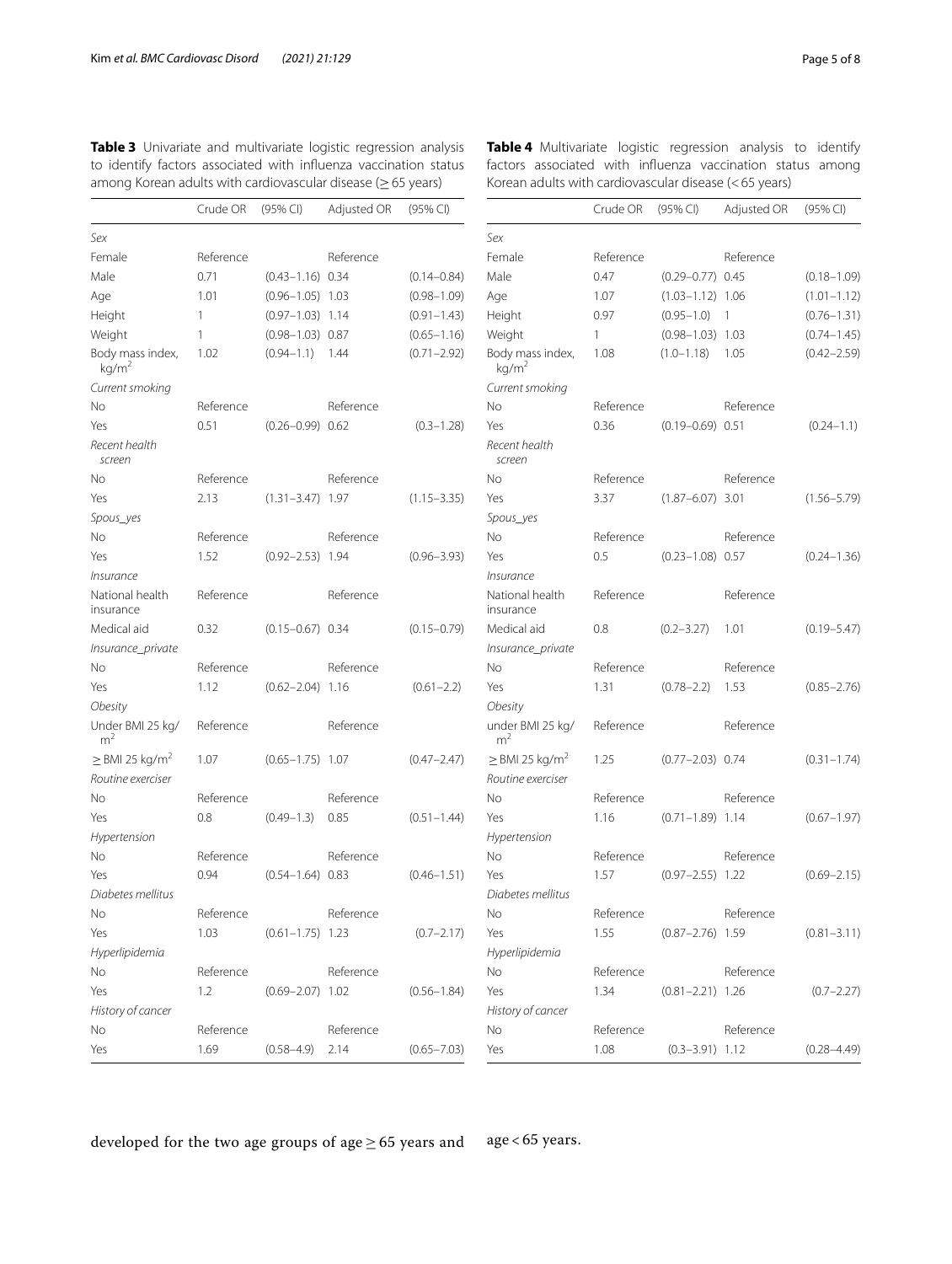**Table 3** Univariate and multivariate logistic regression analysis to identify factors associated with influenza vaccination status among Korean adults with cardiovascular disease (≥ 65 years)

| | Crude OR | (95% CI) | Adjusted OR | (95% CI) |
|---|---|---|---|---|
| *Sex* | | | | |
| Female | Reference | | Reference | |
| Male | 0.71 | (0.43–1.16) | 0.34 | (0.14–0.84) |
| Age | 1.01 | (0.96–1.05) | 1.03 | (0.98–1.09) |
| Height | 1 | (0.97–1.03) | 1.14 | (0.91–1.43) |
| Weight | 1 | (0.98–1.03) | 0.87 | (0.65–1.16) |
| Body mass index, kg/m$^2$ | 1.02 | (0.94–1.1) | 1.44 | (0.71–2.92) |
| *Current smoking* | | | | |
| No | Reference | | Reference | |
| Yes | 0.51 | (0.26–0.99) | 0.62 | (0.3–1.28) |
| *Recent health screen* | | | | |
| No | Reference | | Reference | |
| Yes | 2.13 | (1.31–3.47) | 1.97 | (1.15–3.35) |
| *Spous_yes* | | | | |
| No | Reference | | Reference | |
| Yes | 1.52 | (0.92–2.53) | 1.94 | (0.96–3.93) |
| *Insurance* | | | | |
| National health insurance | Reference | | Reference | |
| Medical aid | 0.32 | (0.15–0.67) | 0.34 | (0.15–0.79) |
| *Insurance_private* | | | | |
| No | Reference | | Reference | |
| Yes | 1.12 | (0.62–2.04) | 1.16 | (0.61–2.2) |
| *Obesity* | | | | |
| Under BMI 25 kg/m$^2$ | Reference | | Reference | |
| ≥ BMI 25 kg/m$^2$ | 1.07 | (0.65–1.75) | 1.07 | (0.47–2.47) |
| *Routine exerciser* | | | | |
| No | Reference | | Reference | |
| Yes | 0.8 | (0.49–1.3) | 0.85 | (0.51–1.44) |
| *Hypertension* | | | | |
| No | Reference | | Reference | |
| Yes | 0.94 | (0.54–1.64) | 0.83 | (0.46–1.51) |
| *Diabetes mellitus* | | | | |
| No | Reference | | Reference | |
| Yes | 1.03 | (0.61–1.75) | 1.23 | (0.7–2.17) |
| *Hyperlipidemia* | | | | |
| No | Reference | | Reference | |
| Yes | 1.2 | (0.69–2.07) | 1.02 | (0.56–1.84) |
| *History of cancer* | | | | |
| No | Reference | | Reference | |
| Yes | 1.69 | (0.58–4.9) | 2.14 | (0.65–7.03) |

**Table 4** Multivariate logistic regression analysis to identify factors associated with influenza vaccination status among Korean adults with cardiovascular disease (< 65 years)

| | Crude OR | (95% CI) | Adjusted OR | (95% CI) |
|---|---|---|---|---|
| *Sex* | | | | |
| Female | Reference | | Reference | |
| Male | 0.47 | (0.29–0.77) | 0.45 | (0.18–1.09) |
| Age | 1.07 | (1.03–1.12) | 1.06 | (1.01–1.12) |
| Height | 0.97 | (0.95–1.0) | 1 | (0.76–1.31) |
| Weight | 1 | (0.98–1.03) | 1.03 | (0.74–1.45) |
| Body mass index, kg/m$^2$ | 1.08 | (1.0–1.18) | 1.05 | (0.42–2.59) |
| *Current smoking* | | | | |
| No | Reference | | Reference | |
| Yes | 0.36 | (0.19–0.69) | 0.51 | (0.24–1.1) |
| *Recent health screen* | | | | |
| No | Reference | | Reference | |
| Yes | 3.37 | (1.87–6.07) | 3.01 | (1.56–5.79) |
| *Spous_yes* | | | | |
| No | Reference | | Reference | |
| Yes | 0.5 | (0.23–1.08) | 0.57 | (0.24–1.36) |
| *Insurance* | | | | |
| National health insurance | Reference | | Reference | |
| Medical aid | 0.8 | (0.2–3.27) | 1.01 | (0.19–5.47) |
| *Insurance_private* | | | | |
| No | Reference | | Reference | |
| Yes | 1.31 | (0.78–2.2) | 1.53 | (0.85–2.76) |
| *Obesity* | | | | |
| under BMI 25 kg/m$^2$ | Reference | | Reference | |
| ≥ BMI 25 kg/m$^2$ | 1.25 | (0.77–2.03) | 0.74 | (0.31–1.74) |
| *Routine exerciser* | | | | |
| No | Reference | | Reference | |
| Yes | 1.16 | (0.71–1.89) | 1.14 | (0.67–1.97) |
| *Hypertension* | | | | |
| No | Reference | | Reference | |
| Yes | 1.57 | (0.97–2.55) | 1.22 | (0.69–2.15) |
| *Diabetes mellitus* | | | | |
| No | Reference | | Reference | |
| Yes | 1.55 | (0.87–2.76) | 1.59 | (0.81–3.11) |
| *Hyperlipidemia* | | | | |
| No | Reference | | Reference | |
| Yes | 1.34 | (0.81–2.21) | 1.26 | (0.7–2.27) |
| *History of cancer* | | | | |
| No | Reference | | Reference | |
| Yes | 1.08 | (0.3–3.91) | 1.12 | (0.28–4.49) |

developed for the two age groups of age ≥ 65 years and age < 65 years.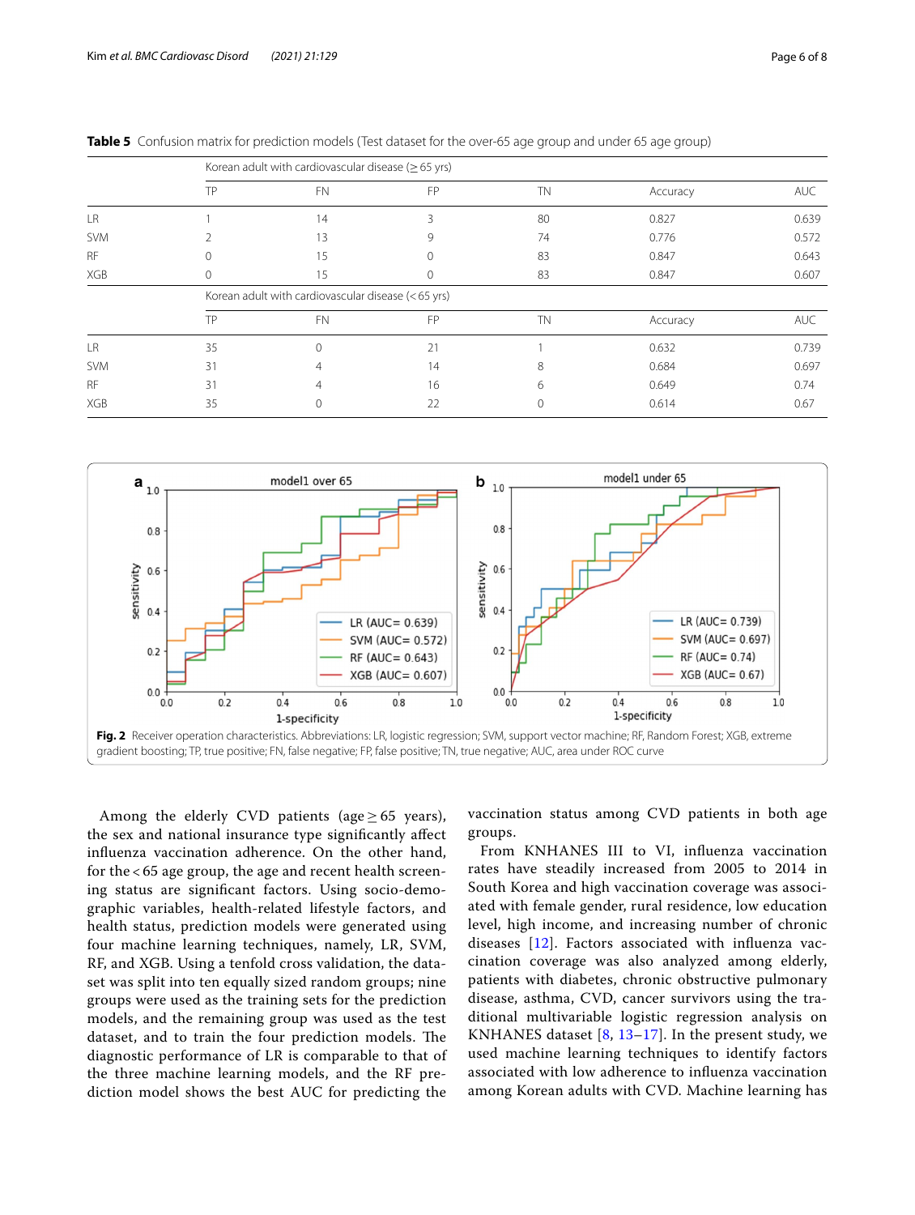**Table 5** Confusion matrix for prediction models (Test dataset for the over-65 age group and under 65 age group)

| | Korean adult with cardiovascular disease (≥ 65 yrs) | | | | | |
|---|---|---|---|---|---|---|
| | TP | FN | FP | TN | Accuracy | AUC |
| LR | 1 | 14 | 3 | 80 | 0.827 | 0.639 |
| SVM | 2 | 13 | 9 | 74 | 0.776 | 0.572 |
| RF | 0 | 15 | 0 | 83 | 0.847 | 0.643 |
| XGB | 0 | 15 | 0 | 83 | 0.847 | 0.607 |
| | Korean adult with cardiovascular disease (< 65 yrs) | | | | | |
| | TP | FN | FP | TN | Accuracy | AUC |
| LR | 35 | 0 | 21 | 1 | 0.632 | 0.739 |
| SVM | 31 | 4 | 14 | 8 | 0.684 | 0.697 |
| RF | 31 | 4 | 16 | 6 | 0.649 | 0.74 |
| XGB | 35 | 0 | 22 | 0 | 0.614 | 0.67 |

a
model1 over 65
sensitivity
1-specificity
LR (AUC= 0.639)
SVM (AUC= 0.572)
RF (AUC= 0.643)
XGB (AUC= 0.607)

b
model1 under 65
sensitivity
1-specificity
LR (AUC= 0.739)
SVM (AUC= 0.697)
RF (AUC= 0.74)
XGB (AUC= 0.67)

**Fig. 2** Receiver operation characteristics. Abbreviations: LR, logistic regression; SVM, support vector machine; RF, Random Forest; XGB, extreme gradient boosting; TP, true positive; FN, false negative; FP, false positive; TN, true negative; AUC, area under ROC curve

Among the elderly CVD patients (age ≥ 65 years), the sex and national insurance type significantly affect influenza vaccination adherence. On the other hand, for the < 65 age group, the age and recent health screening status are significant factors. Using socio-demographic variables, health-related lifestyle factors, and health status, prediction models were generated using four machine learning techniques, namely, LR, SVM, RF, and XGB. Using a tenfold cross validation, the dataset was split into ten equally sized random groups; nine groups were used as the training sets for the prediction models, and the remaining group was used as the test dataset, and to train the four prediction models. The diagnostic performance of LR is comparable to that of the three machine learning models, and the RF prediction model shows the best AUC for predicting the vaccination status among CVD patients in both age groups.

From KNHANES III to VI, influenza vaccination rates have steadily increased from 2005 to 2014 in South Korea and high vaccination coverage was associated with female gender, rural residence, low education level, high income, and increasing number of chronic diseases [12]. Factors associated with influenza vaccination coverage was also analyzed among elderly, patients with diabetes, chronic obstructive pulmonary disease, asthma, CVD, cancer survivors using the traditional multivariable logistic regression analysis on KNHANES dataset [8, 13–17]. In the present study, we used machine learning techniques to identify factors associated with low adherence to influenza vaccination among Korean adults with CVD. Machine learning has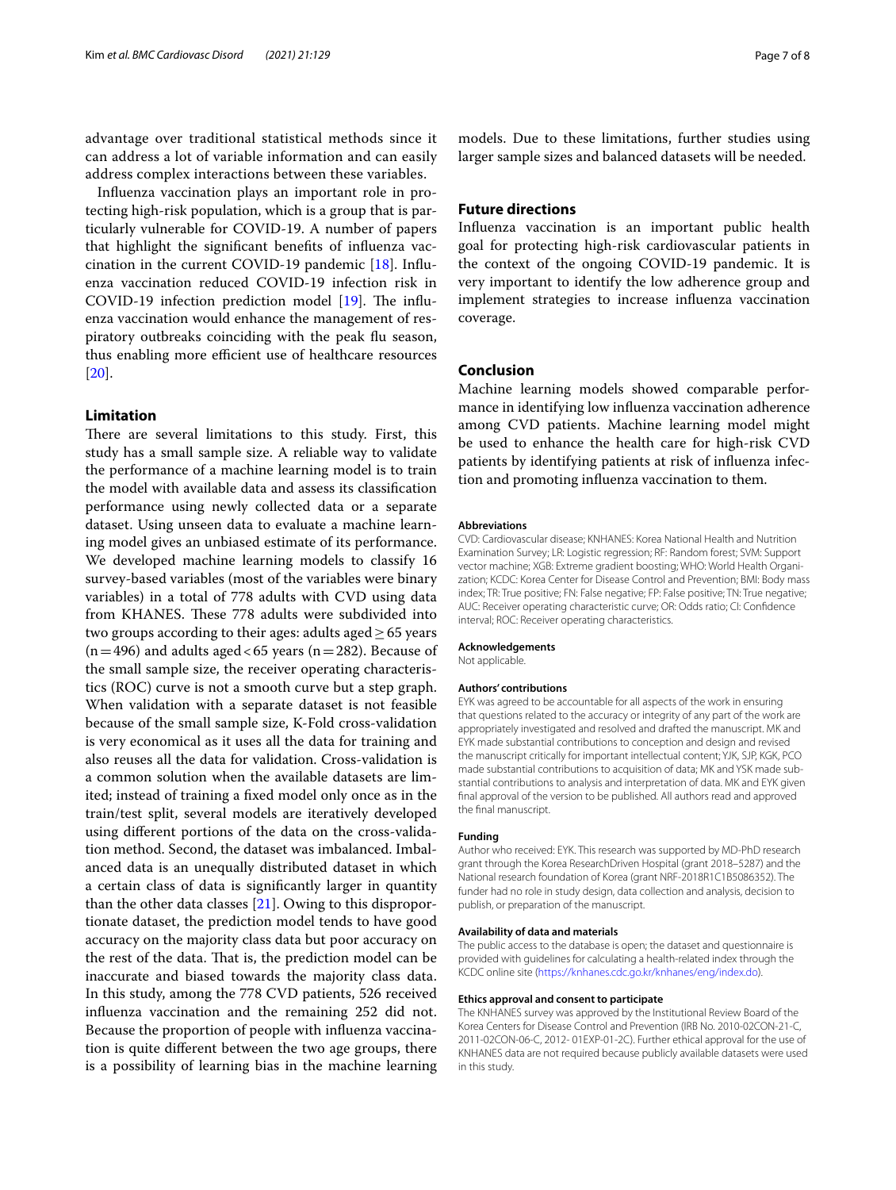advantage over traditional statistical methods since it can address a lot of variable information and can easily address complex interactions between these variables.

Influenza vaccination plays an important role in protecting high-risk population, which is a group that is particularly vulnerable for COVID-19. A number of papers that highlight the significant benefits of influenza vaccination in the current COVID-19 pandemic [18]. Influenza vaccination reduced COVID-19 infection risk in COVID-19 infection prediction model [19]. The influenza vaccination would enhance the management of respiratory outbreaks coinciding with the peak flu season, thus enabling more efficient use of healthcare resources [20].

## Limitation

There are several limitations to this study. First, this study has a small sample size. A reliable way to validate the performance of a machine learning model is to train the model with available data and assess its classification performance using newly collected data or a separate dataset. Using unseen data to evaluate a machine learning model gives an unbiased estimate of its performance. We developed machine learning models to classify 16 survey-based variables (most of the variables were binary variables) in a total of 778 adults with CVD using data from KHANES. These 778 adults were subdivided into two groups according to their ages: adults aged ≥ 65 years (n = 496) and adults aged < 65 years (n = 282). Because of the small sample size, the receiver operating characteristics (ROC) curve is not a smooth curve but a step graph. When validation with a separate dataset is not feasible because of the small sample size, K-Fold cross-validation is very economical as it uses all the data for training and also reuses all the data for validation. Cross-validation is a common solution when the available datasets are limited; instead of training a fixed model only once as in the train/test split, several models are iteratively developed using different portions of the data on the cross-validation method. Second, the dataset was imbalanced. Imbalanced data is an unequally distributed dataset in which a certain class of data is significantly larger in quantity than the other data classes [21]. Owing to this disproportionate dataset, the prediction model tends to have good accuracy on the majority class data but poor accuracy on the rest of the data. That is, the prediction model can be inaccurate and biased towards the majority class data. In this study, among the 778 CVD patients, 526 received influenza vaccination and the remaining 252 did not. Because the proportion of people with influenza vaccination is quite different between the two age groups, there is a possibility of learning bias in the machine learning models. Due to these limitations, further studies using larger sample sizes and balanced datasets will be needed.

## Future directions

Influenza vaccination is an important public health goal for protecting high-risk cardiovascular patients in the context of the ongoing COVID-19 pandemic. It is very important to identify the low adherence group and implement strategies to increase influenza vaccination coverage.

## Conclusion

Machine learning models showed comparable performance in identifying low influenza vaccination adherence among CVD patients. Machine learning model might be used to enhance the health care for high-risk CVD patients by identifying patients at risk of influenza infection and promoting influenza vaccination to them.

#### Abbreviations

CVD: Cardiovascular disease; KNHANES: Korea National Health and Nutrition Examination Survey; LR: Logistic regression; RF: Random forest; SVM: Support vector machine; XGB: Extreme gradient boosting; WHO: World Health Organization; KCDC: Korea Center for Disease Control and Prevention; BMI: Body mass index; TR: True positive; FN: False negative; FP: False positive; TN: True negative; AUC: Receiver operating characteristic curve; OR: Odds ratio; CI: Confidence interval; ROC: Receiver operating characteristics.

#### Acknowledgements

Not applicable.

#### Authors' contributions

EYK was agreed to be accountable for all aspects of the work in ensuring that questions related to the accuracy or integrity of any part of the work are appropriately investigated and resolved and drafted the manuscript. MK and EYK made substantial contributions to conception and design and revised the manuscript critically for important intellectual content; YJK, SJP, KGK, PCO made substantial contributions to acquisition of data; MK and YSK made substantial contributions to analysis and interpretation of data. MK and EYK given final approval of the version to be published. All authors read and approved the final manuscript.

#### Funding

Author who received: EYK. This research was supported by MD-PhD research grant through the Korea ResearchDriven Hospital (grant 2018–5287) and the National research foundation of Korea (grant NRF-2018R1C1B5086352). The funder had no role in study design, data collection and analysis, decision to publish, or preparation of the manuscript.

#### Availability of data and materials

The public access to the database is open; the dataset and questionnaire is provided with guidelines for calculating a health-related index through the KCDC online site (https://knhanes.cdc.go.kr/knhanes/eng/index.do).

#### Ethics approval and consent to participate

The KNHANES survey was approved by the Institutional Review Board of the Korea Centers for Disease Control and Prevention (IRB No. 2010-02CON-21-C, 2011-02CON-06-C, 2012- 01EXP-01-2C). Further ethical approval for the use of KNHANES data are not required because publicly available datasets were used in this study.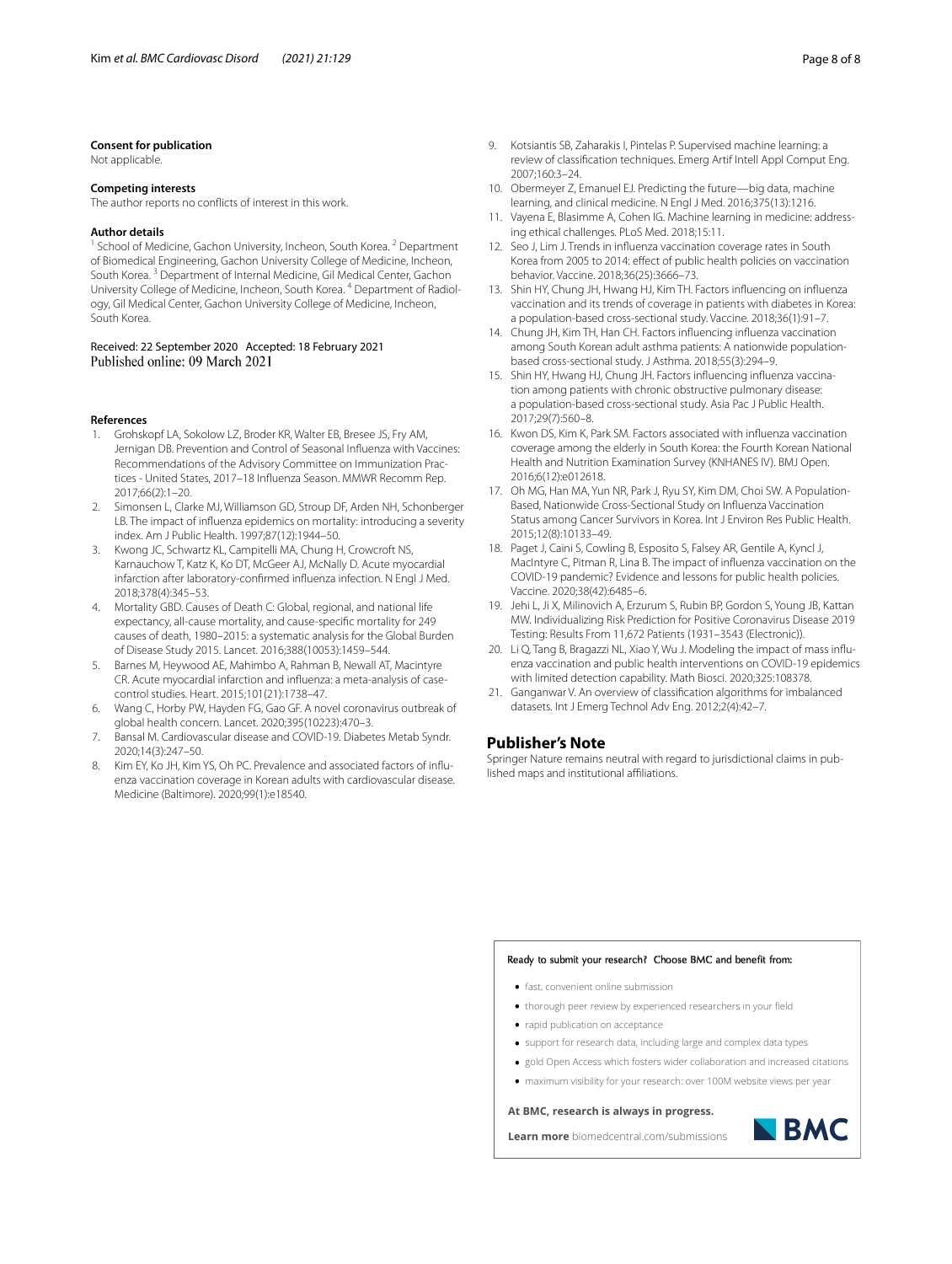### Consent for publication

Not applicable.

### Competing interests

The author reports no conflicts of interest in this work.

### Author details

[1] School of Medicine, Gachon University, Incheon, South Korea. [2] Department of Biomedical Engineering, Gachon University College of Medicine, Incheon, South Korea. [3] Department of Internal Medicine, Gil Medical Center, Gachon University College of Medicine, Incheon, South Korea. [4] Department of Radiology, Gil Medical Center, Gachon University College of Medicine, Incheon, South Korea.

Received: 22 September 2020 Accepted: 18 February 2021
Published online: 09 March 2021

### References

1. Grohskopf LA, Sokolow LZ, Broder KR, Walter EB, Bresee JS, Fry AM, Jernigan DB. Prevention and Control of Seasonal Influenza with Vaccines: Recommendations of the Advisory Committee on Immunization Practices - United States, 2017–18 Influenza Season. MMWR Recomm Rep. 2017;66(2):1–20.
2. Simonsen L, Clarke MJ, Williamson GD, Stroup DF, Arden NH, Schonberger LB. The impact of influenza epidemics on mortality: introducing a severity index. Am J Public Health. 1997;87(12):1944–50.
3. Kwong JC, Schwartz KL, Campitelli MA, Chung H, Crowcroft NS, Karnauchow T, Katz K, Ko DT, McGeer AJ, McNally D. Acute myocardial infarction after laboratory-confirmed influenza infection. N Engl J Med. 2018;378(4):345–53.
4. Mortality GBD. Causes of Death C: Global, regional, and national life expectancy, all-cause mortality, and cause-specific mortality for 249 causes of death, 1980–2015: a systematic analysis for the Global Burden of Disease Study 2015. Lancet. 2016;388(10053):1459–544.
5. Barnes M, Heywood AE, Mahimbo A, Rahman B, Newall AT, Macintyre CR. Acute myocardial infarction and influenza: a meta-analysis of case-control studies. Heart. 2015;101(21):1738–47.
6. Wang C, Horby PW, Hayden FG, Gao GF. A novel coronavirus outbreak of global health concern. Lancet. 2020;395(10223):470–3.
7. Bansal M. Cardiovascular disease and COVID-19. Diabetes Metab Syndr. 2020;14(3):247–50.
8. Kim EY, Ko JH, Kim YS, Oh PC. Prevalence and associated factors of influenza vaccination coverage in Korean adults with cardiovascular disease. Medicine (Baltimore). 2020;99(1):e18540.
9. Kotsiantis SB, Zaharakis I, Pintelas P. Supervised machine learning: a review of classification techniques. Emerg Artif Intell Appl Comput Eng. 2007;160:3–24.
10. Obermeyer Z, Emanuel EJ. Predicting the future—big data, machine learning, and clinical medicine. N Engl J Med. 2016;375(13):1216.
11. Vayena E, Blasimme A, Cohen IG. Machine learning in medicine: addressing ethical challenges. PLoS Med. 2018;15:11.
12. Seo J, Lim J. Trends in influenza vaccination coverage rates in South Korea from 2005 to 2014: effect of public health policies on vaccination behavior. Vaccine. 2018;36(25):3666–73.
13. Shin HY, Chung JH, Hwang HJ, Kim TH. Factors influencing on influenza vaccination and its trends of coverage in patients with diabetes in Korea: a population-based cross-sectional study. Vaccine. 2018;36(1):91–7.
14. Chung JH, Kim TH, Han CH. Factors influencing influenza vaccination among South Korean adult asthma patients: A nationwide population-based cross-sectional study. J Asthma. 2018;55(3):294–9.
15. Shin HY, Hwang HJ, Chung JH. Factors influencing influenza vaccination among patients with chronic obstructive pulmonary disease: a population-based cross-sectional study. Asia Pac J Public Health. 2017;29(7):560–8.
16. Kwon DS, Kim K, Park SM. Factors associated with influenza vaccination coverage among the elderly in South Korea: the Fourth Korean National Health and Nutrition Examination Survey (KNHANES IV). BMJ Open. 2016;6(12):e012618.
17. Oh MG, Han MA, Yun NR, Park J, Ryu SY, Kim DM, Choi SW. A Population-Based, Nationwide Cross-Sectional Study on Influenza Vaccination Status among Cancer Survivors in Korea. Int J Environ Res Public Health. 2015;12(8):10133–49.
18. Paget J, Caini S, Cowling B, Esposito S, Falsey AR, Gentile A, Kyncl J, MacIntyre C, Pitman R, Lina B. The impact of influenza vaccination on the COVID-19 pandemic? Evidence and lessons for public health policies. Vaccine. 2020;38(42):6485–6.
19. Jehi L, Ji X, Milinovich A, Erzurum S, Rubin BP, Gordon S, Young JB, Kattan MW. Individualizing Risk Prediction for Positive Coronavirus Disease 2019 Testing: Results From 11,672 Patients (1931–3543 (Electronic)).
20. Li Q, Tang B, Bragazzi NL, Xiao Y, Wu J. Modeling the impact of mass influenza vaccination and public health interventions on COVID-19 epidemics with limited detection capability. Math Biosci. 2020;325:108378.
21. Ganganwar V. An overview of classification algorithms for imbalanced datasets. Int J Emerg Technol Adv Eng. 2012;2(4):42–7.

## Publisher's Note

Springer Nature remains neutral with regard to jurisdictional claims in published maps and institutional affiliations.

Ready to submit your research? Choose BMC and benefit from:

- fast, convenient online submission
- thorough peer review by experienced researchers in your field
- rapid publication on acceptance
- support for research data, including large and complex data types
- gold Open Access which fosters wider collaboration and increased citations
- maximum visibility for your research: over 100M website views per year

**At BMC, research is always in progress.**

**Learn more** biomedcentral.com/submissions

BMC